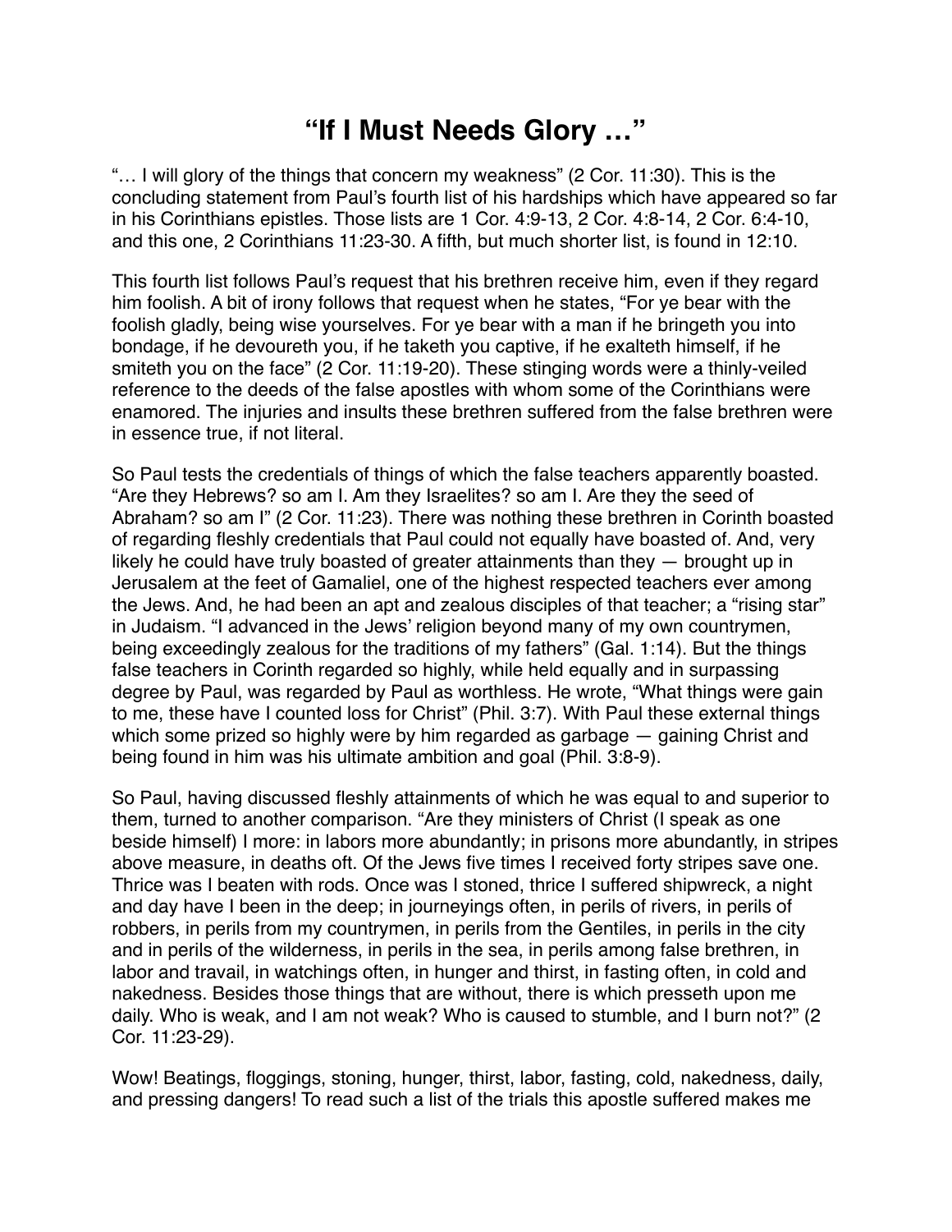# "If I Must Needs Glory …"

"… I will glory of the things that concern my weakness" (2 Cor. 11:30). This is the concluding statement from Paul's fourth list of his hardships which have appeared so far in his Corinthians epistles. Those lists are 1 Cor. 4:9-13, 2 Cor. 4:8-14, 2 Cor. 6:4-10, and this one, 2 Corinthians 11:23-30. A fifth, but much shorter list, is found in 12:10.

This fourth list follows Paul's request that his brethren receive him, even if they regard him foolish. A bit of irony follows that request when he states, "For ye bear with the foolish gladly, being wise yourselves. For ye bear with a man if he bringeth you into bondage, if he devoureth you, if he taketh you captive, if he exalteth himself, if he smiteth you on the face" (2 Cor. 11:19-20). These stinging words were a thinly-veiled reference to the deeds of the false apostles with whom some of the Corinthians were enamored. The injuries and insults these brethren suffered from the false brethren were in essence true, if not literal.

So Paul tests the credentials of things of which the false teachers apparently boasted. "Are they Hebrews? so am I. Am they Israelites? so am I. Are they the seed of Abraham? so am I" (2 Cor. 11:23). There was nothing these brethren in Corinth boasted of regarding fleshly credentials that Paul could not equally have boasted of. And, very likely he could have truly boasted of greater attainments than they — brought up in Jerusalem at the feet of Gamaliel, one of the highest respected teachers ever among the Jews. And, he had been an apt and zealous disciples of that teacher; a "rising star" in Judaism. "I advanced in the Jews' religion beyond many of my own countrymen, being exceedingly zealous for the traditions of my fathers" (Gal. 1:14). But the things false teachers in Corinth regarded so highly, while held equally and in surpassing degree by Paul, was regarded by Paul as worthless. He wrote, "What things were gain to me, these have I counted loss for Christ" (Phil. 3:7). With Paul these external things which some prized so highly were by him regarded as garbage — gaining Christ and being found in him was his ultimate ambition and goal (Phil. 3:8-9).

So Paul, having discussed fleshly attainments of which he was equal to and superior to them, turned to another comparison. "Are they ministers of Christ (I speak as one beside himself) I more: in labors more abundantly; in prisons more abundantly, in stripes above measure, in deaths oft. Of the Jews five times I received forty stripes save one. Thrice was I beaten with rods. Once was I stoned, thrice I suffered shipwreck, a night and day have I been in the deep; in journeyings often, in perils of rivers, in perils of robbers, in perils from my countrymen, in perils from the Gentiles, in perils in the city and in perils of the wilderness, in perils in the sea, in perils among false brethren, in labor and travail, in watchings often, in hunger and thirst, in fasting often, in cold and nakedness. Besides those things that are without, there is which presseth upon me daily. Who is weak, and I am not weak? Who is caused to stumble, and I burn not?" (2 Cor. 11:23-29).

Wow! Beatings, floggings, stoning, hunger, thirst, labor, fasting, cold, nakedness, daily, and pressing dangers! To read such a list of the trials this apostle suffered makes me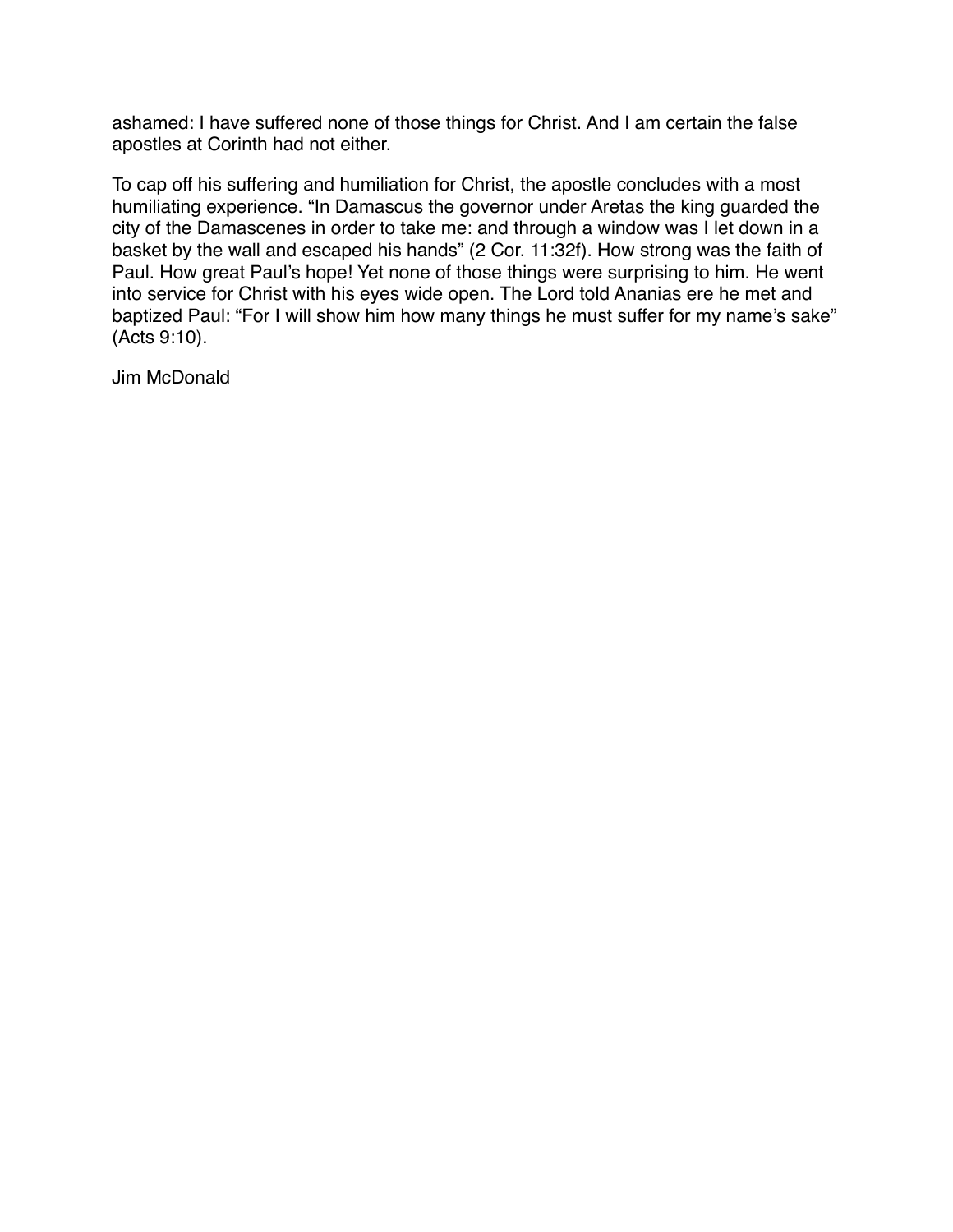ashamed: I have suffered none of those things for Christ. And I am certain the false apostles at Corinth had not either.

To cap off his suffering and humiliation for Christ, the apostle concludes with a most humiliating experience. “In Damascus the governor under Aretas the king guarded the city of the Damascenes in order to take me: and through a window was I let down in a basket by the wall and escaped his hands” (2 Cor. 11:32f). How strong was the faith of Paul. How great Paul’s hope! Yet none of those things were surprising to him. He went into service for Christ with his eyes wide open. The Lord told Ananias ere he met and baptized Paul: “For I will show him how many things he must suffer for my name’s sake” (Acts 9:10).

Jim McDonald